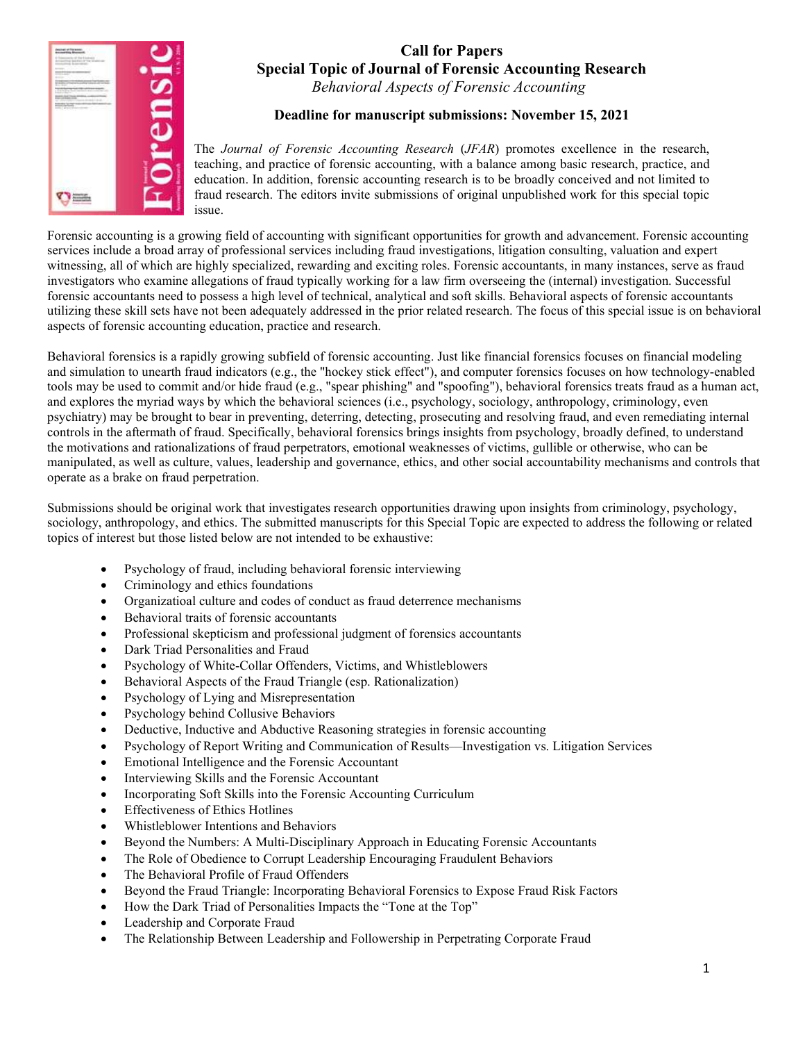# Call for Papers

## Special Topic of Journal of Forensic Accounting Research

*Behavioral Aspects of Forensic Accounting*

**Deadline for manuscript submissions: November 15, 2021**

The *Journal of Forensic Accounting Research* (*JFAR*) promotes excellence in the research, teaching, and practice of forensic accounting, with a balance among basic research, practice, and education. In addition, forensic accounting research is to be broadly conceived and not limited to fraud research. The editors invite submissions of original unpublished work for this special topic issue.

Forensic accounting is a growing field of accounting with significant opportunities for growth and advancement. Forensic accounting services include a broad array of professional services including fraud investigations, litigation consulting, valuation and expert witnessing, all of which are highly specialized, rewarding and exciting roles. Forensic accountants, in many instances, serve as fraud investigators who examine allegations of fraud typically working for a law firm overseeing the (internal) investigation. Successful forensic accountants need to possess a high level of technical, analytical and soft skills. Behavioral aspects of forensic accountants utilizing these skill sets have not been adequately addressed in the prior related research. The focus of this special issue is on behavioral aspects of forensic accounting education, practice and research.

Behavioral forensics is a rapidly growing subfield of forensic accounting. Just like financial forensics focuses on financial modeling and simulation to unearth fraud indicators (e.g., the "hockey stick effect"), and computer forensics focuses on how technology-enabled tools may be used to commit and/or hide fraud (e.g., "spear phishing" and "spoofing"), behavioral forensics treats fraud as a human act, and explores the myriad ways by which the behavioral sciences (i.e., psychology, sociology, anthropology, criminology, even psychiatry) may be brought to bear in preventing, deterring, detecting, prosecuting and resolving fraud, and even remediating internal controls in the aftermath of fraud. Specifically, behavioral forensics brings insights from psychology, broadly defined, to understand the motivations and rationalizations of fraud perpetrators, emotional weaknesses of victims, gullible or otherwise, who can be manipulated, as well as culture, values, leadership and governance, ethics, and other social accountability mechanisms and controls that operate as a brake on fraud perpetration.

Submissions should be original work that investigates research opportunities drawing upon insights from criminology, psychology, sociology, anthropology, and ethics. The submitted manuscripts for this Special Topic are expected to address the following or related topics of interest but those listed below are not intended to be exhaustive:

- Psychology of fraud, including behavioral forensic interviewing
- Criminology and ethics foundations
- Organizatioal culture and codes of conduct as fraud deterrence mechanisms
- Behavioral traits of forensic accountants
- Professional skepticism and professional judgment of forensics accountants
- Dark Triad Personalities and Fraud
- Psychology of White-Collar Offenders, Victims, and Whistleblowers
- Behavioral Aspects of the Fraud Triangle (esp. Rationalization)
- Psychology of Lying and Misrepresentation
- Psychology behind Collusive Behaviors
- Deductive, Inductive and Abductive Reasoning strategies in forensic accounting
- Psychology of Report Writing and Communication of Results—Investigation vs. Litigation Services
- Emotional Intelligence and the Forensic Accountant
- Interviewing Skills and the Forensic Accountant
- Incorporating Soft Skills into the Forensic Accounting Curriculum
- Effectiveness of Ethics Hotlines
- Whistleblower Intentions and Behaviors
- Beyond the Numbers: A Multi-Disciplinary Approach in Educating Forensic Accountants
- The Role of Obedience to Corrupt Leadership Encouraging Fraudulent Behaviors
- The Behavioral Profile of Fraud Offenders
- Beyond the Fraud Triangle: Incorporating Behavioral Forensics to Expose Fraud Risk Factors
- How the Dark Triad of Personalities Impacts the "Tone at the Top"
- Leadership and Corporate Fraud
- The Relationship Between Leadership and Followership in Perpetrating Corporate Fraud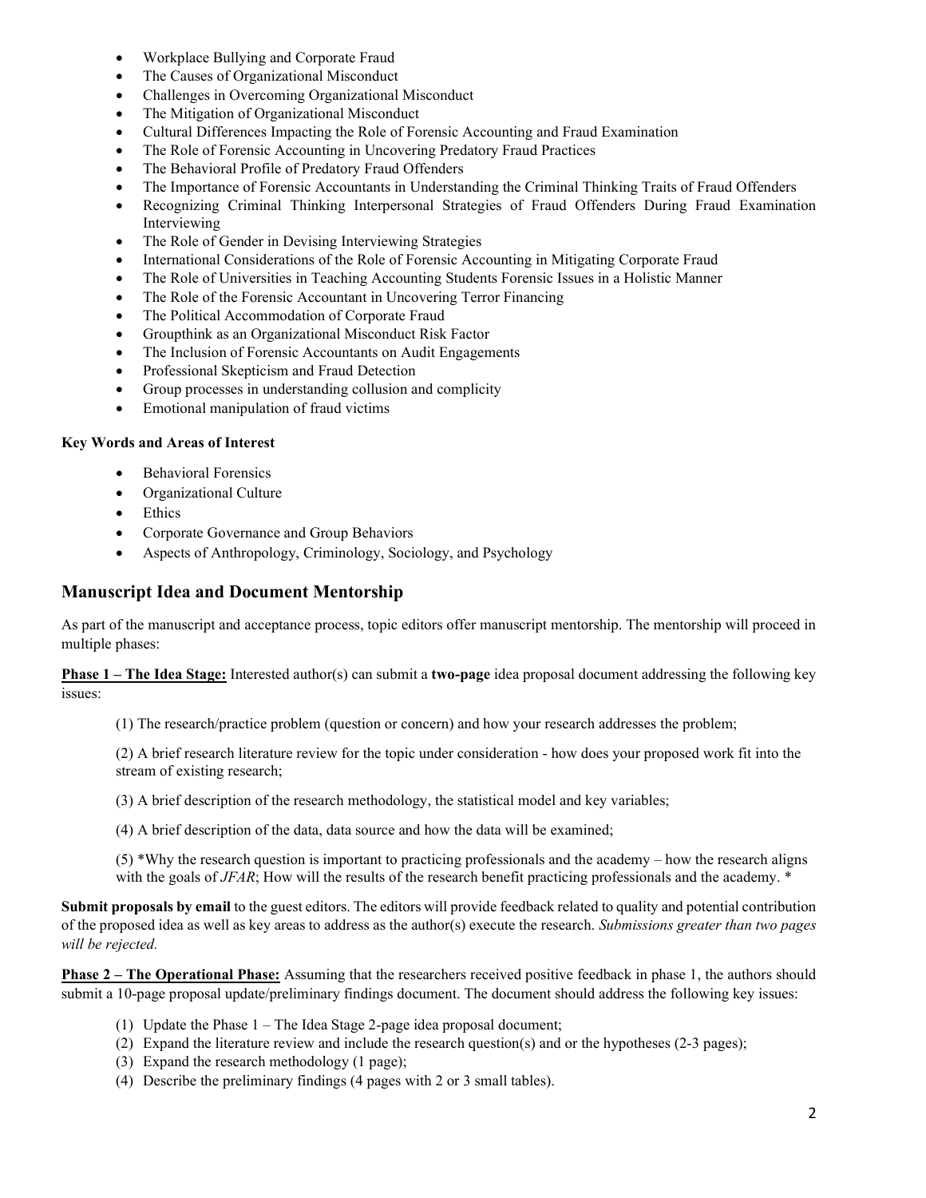- Workplace Bullying and Corporate Fraud
- The Causes of Organizational Misconduct
- Challenges in Overcoming Organizational Misconduct
- The Mitigation of Organizational Misconduct
- Cultural Differences Impacting the Role of Forensic Accounting and Fraud Examination
- The Role of Forensic Accounting in Uncovering Predatory Fraud Practices
- The Behavioral Profile of Predatory Fraud Offenders
- The Importance of Forensic Accountants in Understanding the Criminal Thinking Traits of Fraud Offenders
- Recognizing Criminal Thinking Interpersonal Strategies of Fraud Offenders During Fraud Examination Interviewing
- The Role of Gender in Devising Interviewing Strategies
- International Considerations of the Role of Forensic Accounting in Mitigating Corporate Fraud
- The Role of Universities in Teaching Accounting Students Forensic Issues in a Holistic Manner
- The Role of the Forensic Accountant in Uncovering Terror Financing
- The Political Accommodation of Corporate Fraud
- Groupthink as an Organizational Misconduct Risk Factor
- The Inclusion of Forensic Accountants on Audit Engagements
- Professional Skepticism and Fraud Detection
- Group processes in understanding collusion and complicity
- Emotional manipulation of fraud victims

**Key Words and Areas of Interest**

- Behavioral Forensics
- Organizational Culture
- Ethics
- Corporate Governance and Group Behaviors
- Aspects of Anthropology, Criminology, Sociology, and Psychology

## Manuscript Idea and Document Mentorship

As part of the manuscript and acceptance process, topic editors offer manuscript mentorship. The mentorship will proceed in multiple phases:

**Phase 1 – The Idea Stage:** Interested author(s) can submit a **two-page** idea proposal document addressing the following key issues:

(1) The research/practice problem (question or concern) and how your research addresses the problem;

(2) A brief research literature review for the topic under consideration - how does your proposed work fit into the stream of existing research;

(3) A brief description of the research methodology, the statistical model and key variables;

(4) A brief description of the data, data source and how the data will be examined;

(5) *Why the research question is important to practicing professionals and the academy – how the research aligns with the goals of *JFAR*; How will the results of the research benefit practicing professionals and the academy.*

**Submit proposals by email** to the guest editors. The editors will provide feedback related to quality and potential contribution of the proposed idea as well as key areas to address as the author(s) execute the research. *Submissions greater than two pages will be rejected.*

**Phase 2 – The Operational Phase:** Assuming that the researchers received positive feedback in phase 1, the authors should submit a 10-page proposal update/preliminary findings document. The document should address the following key issues:

(1) Update the Phase 1 – The Idea Stage 2-page idea proposal document;
(2) Expand the literature review and include the research question(s) and or the hypotheses (2-3 pages);
(3) Expand the research methodology (1 page);
(4) Describe the preliminary findings (4 pages with 2 or 3 small tables).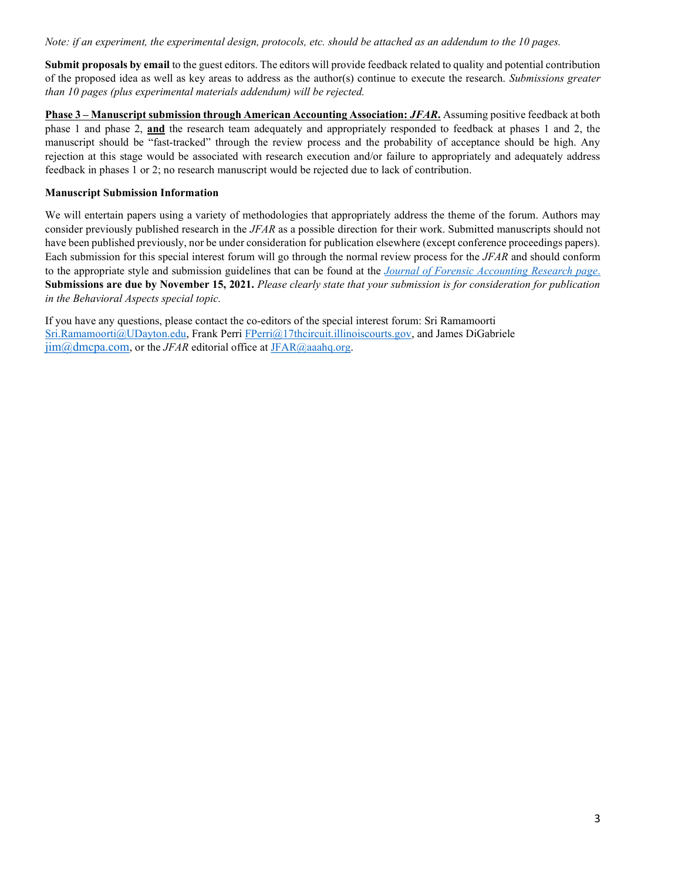*Note: if an experiment, the experimental design, protocols, etc. should be attached as an addendum to the 10 pages.*

**Submit proposals by email** to the guest editors. The editors will provide feedback related to quality and potential contribution of the proposed idea as well as key areas to address as the author(s) continue to execute the research. *Submissions greater than 10 pages (plus experimental materials addendum) will be rejected.*

**Phase 3 – Manuscript submission through American Accounting Association: *JFAR*.** Assuming positive feedback at both phase 1 and phase 2, **and** the research team adequately and appropriately responded to feedback at phases 1 and 2, the manuscript should be "fast-tracked" through the review process and the probability of acceptance should be high. Any rejection at this stage would be associated with research execution and/or failure to appropriately and adequately address feedback in phases 1 or 2; no research manuscript would be rejected due to lack of contribution.

**Manuscript Submission Information**

We will entertain papers using a variety of methodologies that appropriately address the theme of the forum. Authors may consider previously published research in the *JFAR* as a possible direction for their work. Submitted manuscripts should not have been published previously, nor be under consideration for publication elsewhere (except conference proceedings papers). Each submission for this special interest forum will go through the normal review process for the *JFAR* and should conform to the appropriate style and submission guidelines that can be found at the *Journal of Forensic Accounting Research page*. **Submissions are due by November 15, 2021.** *Please clearly state that your submission is for consideration for publication in the Behavioral Aspects special topic.*

If you have any questions, please contact the co-editors of the special interest forum: Sri Ramamoorti Sri.Ramamoorti@UDayton.edu, Frank Perri FPerri@17thcircuit.illinoiscourts.gov, and James DiGabriele jim@dmcpa.com, or the *JFAR* editorial office at JFAR@aaahq.org.